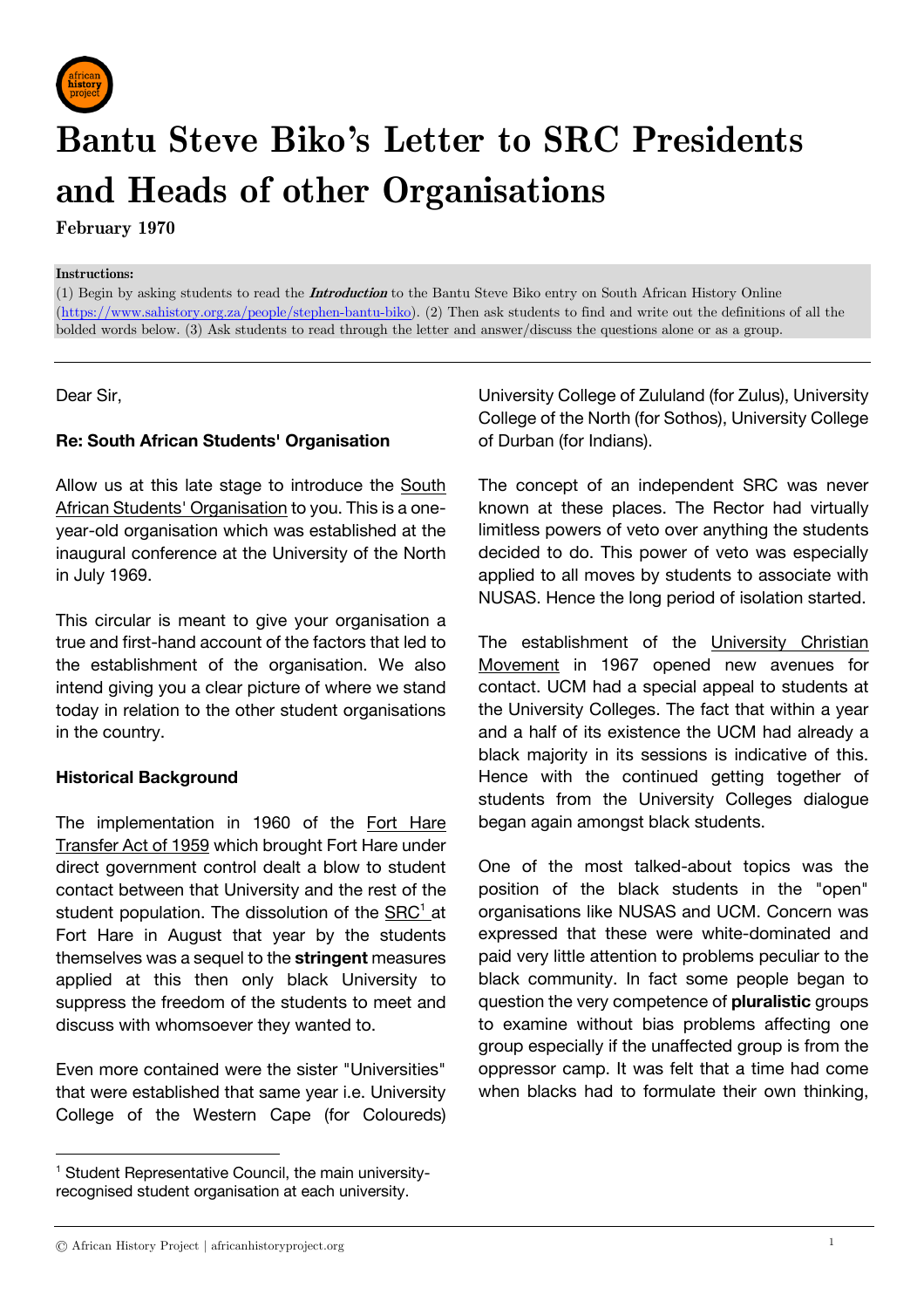# Bantu Steve Biko's Letter to SRC Presidents and Heads of other Organisations

**February 1970**

**Instructions:**
(1) Begin by asking students to read the ***Introduction*** to the Bantu Steve Biko entry on South African History Online (https://www.sahistory.org.za/people/stephen-bantu-biko). (2) Then ask students to find and write out the definitions of all the bolded words below. (3) Ask students to read through the letter and answer/discuss the questions alone or as a group.

---

Dear Sir,

**Re: South African Students' Organisation**

Allow us at this late stage to introduce the South African Students' Organisation to you. This is a one-year-old organisation which was established at the inaugural conference at the University of the North in July 1969.

This circular is meant to give your organisation a true and first-hand account of the factors that led to the establishment of the organisation. We also intend giving you a clear picture of where we stand today in relation to the other student organisations in the country.

**Historical Background**

The implementation in 1960 of the Fort Hare Transfer Act of 1959 which brought Fort Hare under direct government control dealt a blow to student contact between that University and the rest of the student population. The dissolution of the SRC[1] at Fort Hare in August that year by the students themselves was a sequel to the **stringent** measures applied at this then only black University to suppress the freedom of the students to meet and discuss with whomsoever they wanted to.

Even more contained were the sister "Universities" that were established that same year i.e. University College of the Western Cape (for Coloureds) University College of Zululand (for Zulus), University College of the North (for Sothos), University College of Durban (for Indians).

The concept of an independent SRC was never known at these places. The Rector had virtually limitless powers of veto over anything the students decided to do. This power of veto was especially applied to all moves by students to associate with NUSAS. Hence the long period of isolation started.

The establishment of the University Christian Movement in 1967 opened new avenues for contact. UCM had a special appeal to students at the University Colleges. The fact that within a year and a half of its existence the UCM had already a black majority in its sessions is indicative of this. Hence with the continued getting together of students from the University Colleges dialogue began again amongst black students.

One of the most talked-about topics was the position of the black students in the "open" organisations like NUSAS and UCM. Concern was expressed that these were white-dominated and paid very little attention to problems peculiar to the black community. In fact some people began to question the very competence of **pluralistic** groups to examine without bias problems affecting one group especially if the unaffected group is from the oppressor camp. It was felt that a time had come when blacks had to formulate their own thinking,

[1] Student Representative Council, the main university-recognised student organisation at each university.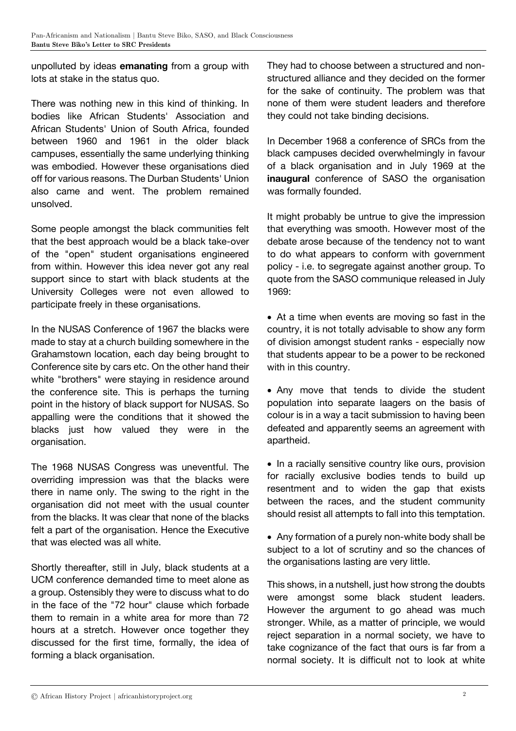unpolluted by ideas **emanating** from a group with lots at stake in the status quo.

There was nothing new in this kind of thinking. In bodies like African Students' Association and African Students' Union of South Africa, founded between 1960 and 1961 in the older black campuses, essentially the same underlying thinking was embodied. However these organisations died off for various reasons. The Durban Students' Union also came and went. The problem remained unsolved.

Some people amongst the black communities felt that the best approach would be a black take-over of the "open" student organisations engineered from within. However this idea never got any real support since to start with black students at the University Colleges were not even allowed to participate freely in these organisations.

In the NUSAS Conference of 1967 the blacks were made to stay at a church building somewhere in the Grahamstown location, each day being brought to Conference site by cars etc. On the other hand their white "brothers" were staying in residence around the conference site. This is perhaps the turning point in the history of black support for NUSAS. So appalling were the conditions that it showed the blacks just how valued they were in the organisation.

The 1968 NUSAS Congress was uneventful. The overriding impression was that the blacks were there in name only. The swing to the right in the organisation did not meet with the usual counter from the blacks. It was clear that none of the blacks felt a part of the organisation. Hence the Executive that was elected was all white.

Shortly thereafter, still in July, black students at a UCM conference demanded time to meet alone as a group. Ostensibly they were to discuss what to do in the face of the "72 hour" clause which forbade them to remain in a white area for more than 72 hours at a stretch. However once together they discussed for the first time, formally, the idea of forming a black organisation.

They had to choose between a structured and non-structured alliance and they decided on the former for the sake of continuity. The problem was that none of them were student leaders and therefore they could not take binding decisions.

In December 1968 a conference of SRCs from the black campuses decided overwhelmingly in favour of a black organisation and in July 1969 at the **inaugural** conference of SASO the organisation was formally founded.

It might probably be untrue to give the impression that everything was smooth. However most of the debate arose because of the tendency not to want to do what appears to conform with government policy - i.e. to segregate against another group. To quote from the SASO communique released in July 1969:

- At a time when events are moving so fast in the country, it is not totally advisable to show any form of division amongst student ranks - especially now that students appear to be a power to be reckoned with in this country.

- Any move that tends to divide the student population into separate laagers on the basis of colour is in a way a tacit submission to having been defeated and apparently seems an agreement with apartheid.

- In a racially sensitive country like ours, provision for racially exclusive bodies tends to build up resentment and to widen the gap that exists between the races, and the student community should resist all attempts to fall into this temptation.

- Any formation of a purely non-white body shall be subject to a lot of scrutiny and so the chances of the organisations lasting are very little.

This shows, in a nutshell, just how strong the doubts were amongst some black student leaders. However the argument to go ahead was much stronger. While, as a matter of principle, we would reject separation in a normal society, we have to take cognizance of the fact that ours is far from a normal society. It is difficult not to look at white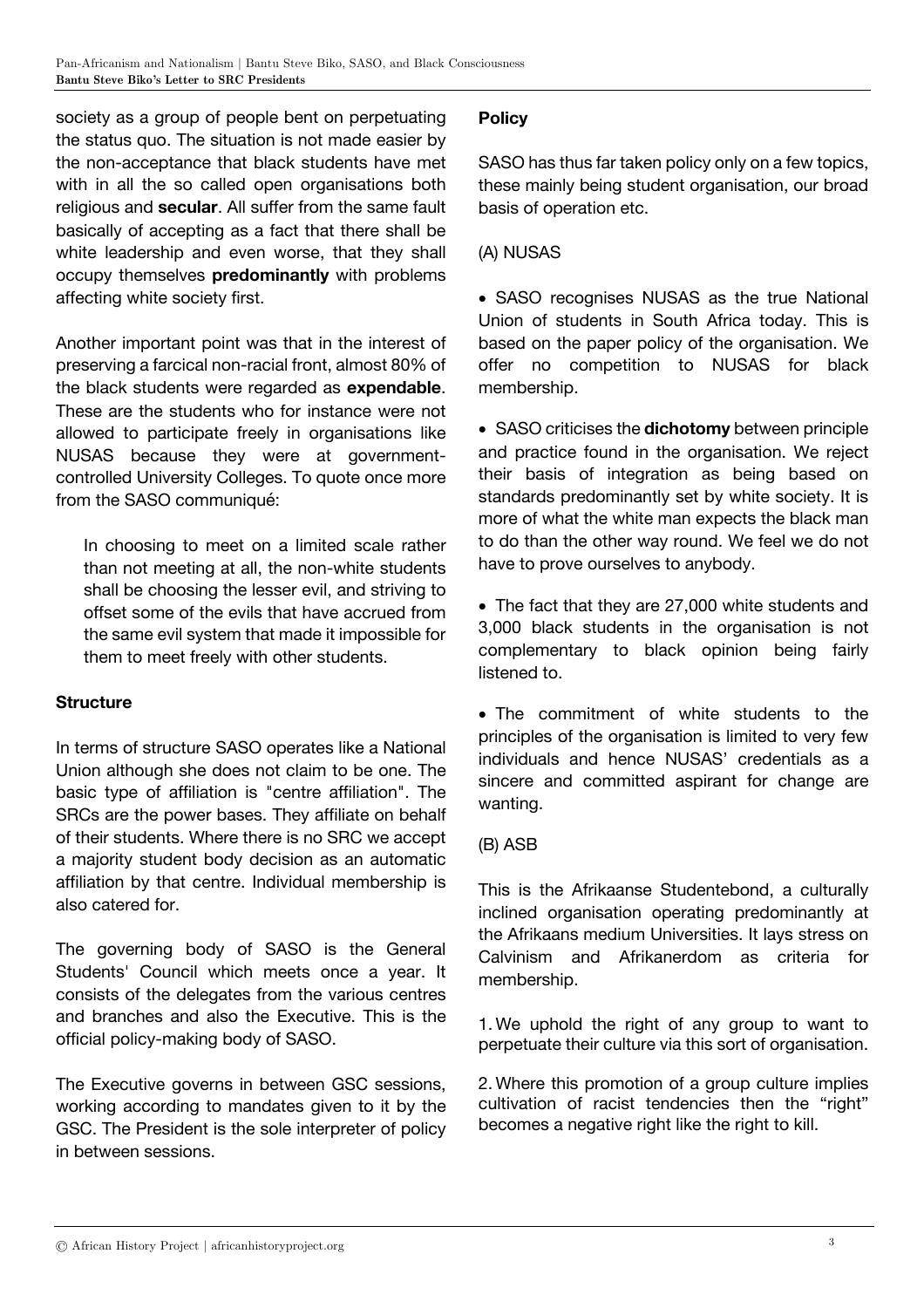society as a group of people bent on perpetuating the status quo. The situation is not made easier by the non-acceptance that black students have met with in all the so called open organisations both religious and **secular**. All suffer from the same fault basically of accepting as a fact that there shall be white leadership and even worse, that they shall occupy themselves **predominantly** with problems affecting white society first.

Another important point was that in the interest of preserving a farcical non-racial front, almost 80% of the black students were regarded as **expendable**. These are the students who for instance were not allowed to participate freely in organisations like NUSAS because they were at government-controlled University Colleges. To quote once more from the SASO communiqué:

> In choosing to meet on a limited scale rather than not meeting at all, the non-white students shall be choosing the lesser evil, and striving to offset some of the evils that have accrued from the same evil system that made it impossible for them to meet freely with other students.

**Structure**

In terms of structure SASO operates like a National Union although she does not claim to be one. The basic type of affiliation is "centre affiliation". The SRCs are the power bases. They affiliate on behalf of their students. Where there is no SRC we accept a majority student body decision as an automatic affiliation by that centre. Individual membership is also catered for.

The governing body of SASO is the General Students' Council which meets once a year. It consists of the delegates from the various centres and branches and also the Executive. This is the official policy-making body of SASO.

The Executive governs in between GSC sessions, working according to mandates given to it by the GSC. The President is the sole interpreter of policy in between sessions.

**Policy**

SASO has thus far taken policy only on a few topics, these mainly being student organisation, our broad basis of operation etc.

(A) NUSAS

- SASO recognises NUSAS as the true National Union of students in South Africa today. This is based on the paper policy of the organisation. We offer no competition to NUSAS for black membership.
- SASO criticises the **dichotomy** between principle and practice found in the organisation. We reject their basis of integration as being based on standards predominantly set by white society. It is more of what the white man expects the black man to do than the other way round. We feel we do not have to prove ourselves to anybody.
- The fact that they are 27,000 white students and 3,000 black students in the organisation is not complementary to black opinion being fairly listened to.
- The commitment of white students to the principles of the organisation is limited to very few individuals and hence NUSAS' credentials as a sincere and committed aspirant for change are wanting.

(B) ASB

This is the Afrikaanse Studentebond, a culturally inclined organisation operating predominantly at the Afrikaans medium Universities. It lays stress on Calvinism and Afrikanerdom as criteria for membership.

1. We uphold the right of any group to want to perpetuate their culture via this sort of organisation.
2. Where this promotion of a group culture implies cultivation of racist tendencies then the "right" becomes a negative right like the right to kill.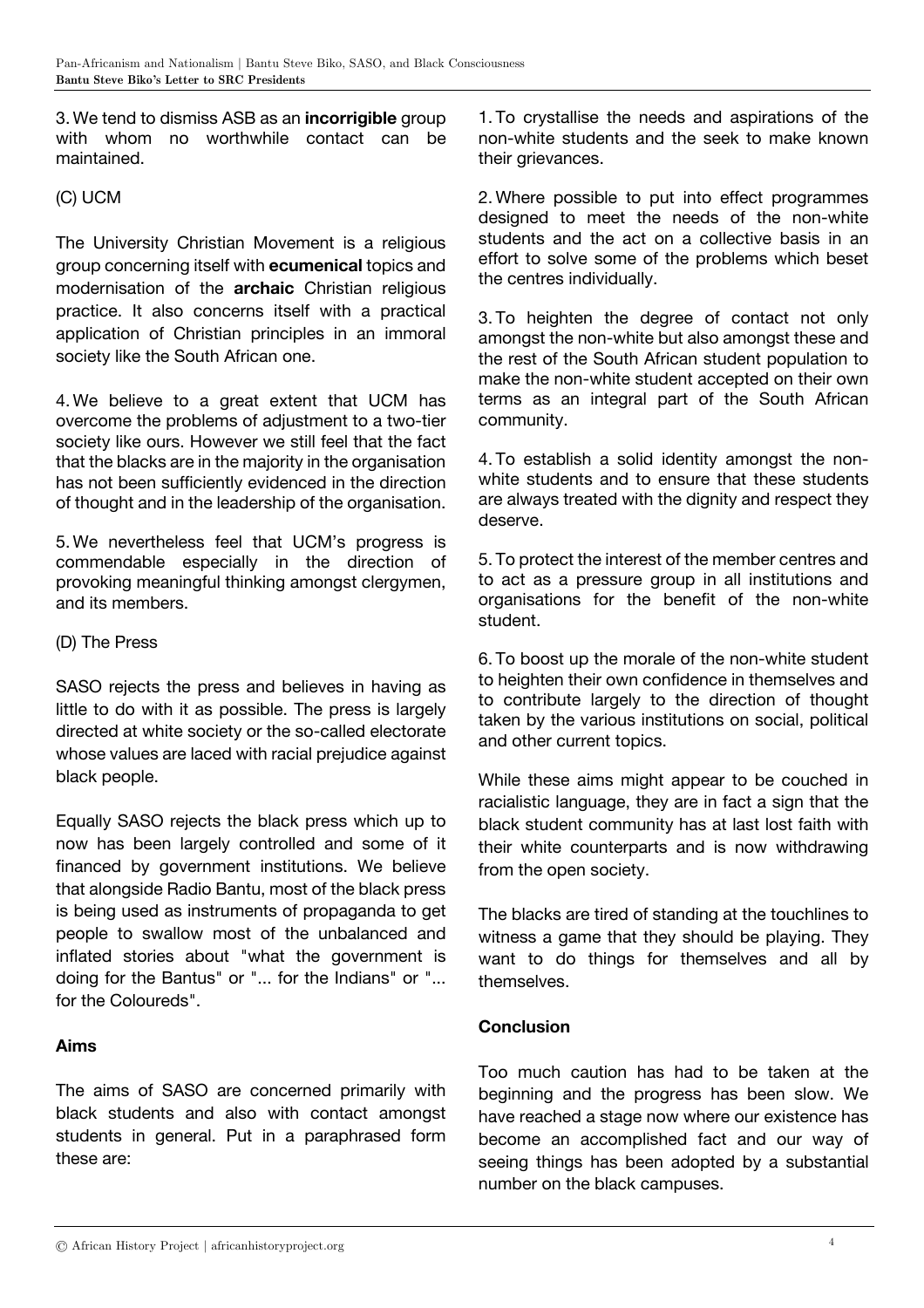3. We tend to dismiss ASB as an **incorrigible** group with whom no worthwhile contact can be maintained.

(C) UCM

The University Christian Movement is a religious group concerning itself with **ecumenical** topics and modernisation of the **archaic** Christian religious practice. It also concerns itself with a practical application of Christian principles in an immoral society like the South African one.

4. We believe to a great extent that UCM has overcome the problems of adjustment to a two-tier society like ours. However we still feel that the fact that the blacks are in the majority in the organisation has not been sufficiently evidenced in the direction of thought and in the leadership of the organisation.

5. We nevertheless feel that UCM's progress is commendable especially in the direction of provoking meaningful thinking amongst clergymen, and its members.

(D) The Press

SASO rejects the press and believes in having as little to do with it as possible. The press is largely directed at white society or the so-called electorate whose values are laced with racial prejudice against black people.

Equally SASO rejects the black press which up to now has been largely controlled and some of it financed by government institutions. We believe that alongside Radio Bantu, most of the black press is being used as instruments of propaganda to get people to swallow most of the unbalanced and inflated stories about "what the government is doing for the Bantus" or "... for the Indians" or "... for the Coloureds".

**Aims**

The aims of SASO are concerned primarily with black students and also with contact amongst students in general. Put in a paraphrased form these are:

1. To crystallise the needs and aspirations of the non-white students and the seek to make known their grievances.

2. Where possible to put into effect programmes designed to meet the needs of the non-white students and the act on a collective basis in an effort to solve some of the problems which beset the centres individually.

3. To heighten the degree of contact not only amongst the non-white but also amongst these and the rest of the South African student population to make the non-white student accepted on their own terms as an integral part of the South African community.

4. To establish a solid identity amongst the non-white students and to ensure that these students are always treated with the dignity and respect they deserve.

5. To protect the interest of the member centres and to act as a pressure group in all institutions and organisations for the benefit of the non-white student.

6. To boost up the morale of the non-white student to heighten their own confidence in themselves and to contribute largely to the direction of thought taken by the various institutions on social, political and other current topics.

While these aims might appear to be couched in racialistic language, they are in fact a sign that the black student community has at last lost faith with their white counterparts and is now withdrawing from the open society.

The blacks are tired of standing at the touchlines to witness a game that they should be playing. They want to do things for themselves and all by themselves.

**Conclusion**

Too much caution has had to be taken at the beginning and the progress has been slow. We have reached a stage now where our existence has become an accomplished fact and our way of seeing things has been adopted by a substantial number on the black campuses.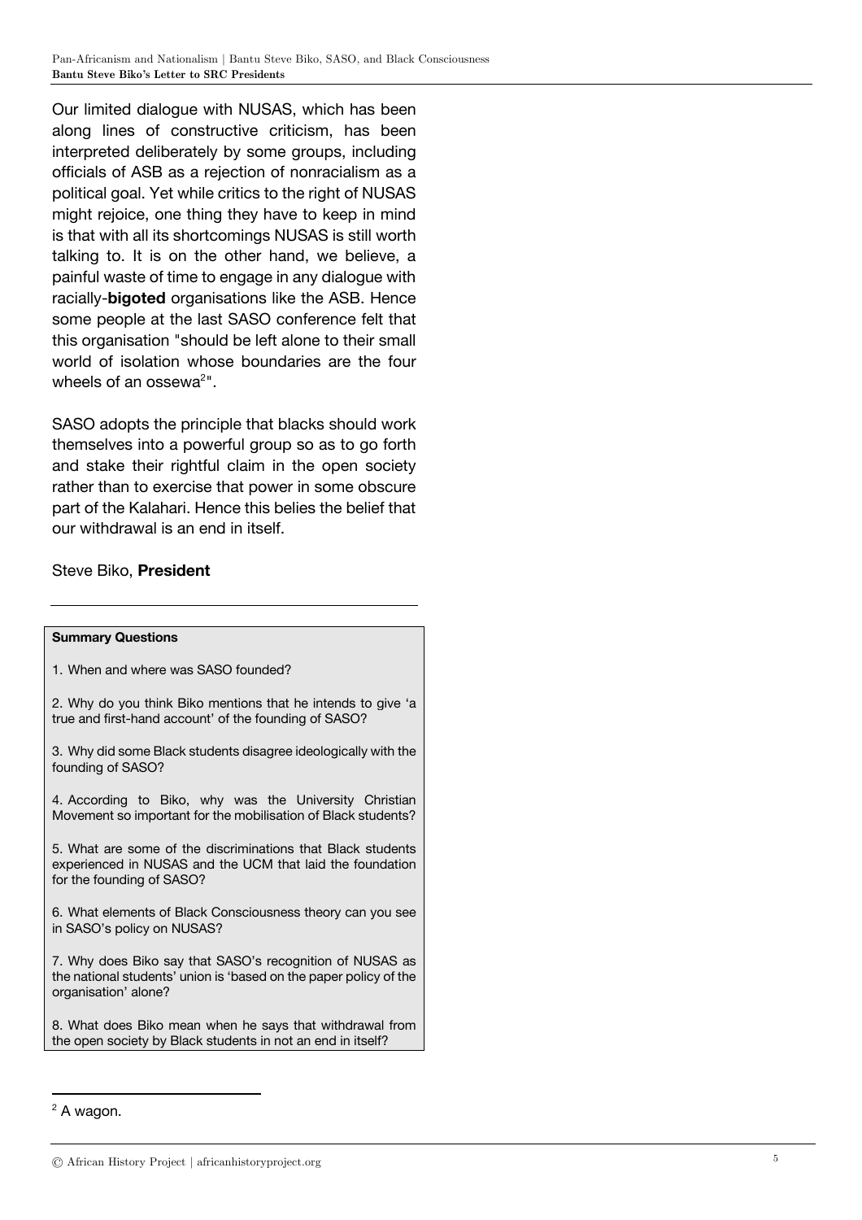Our limited dialogue with NUSAS, which has been along lines of constructive criticism, has been interpreted deliberately by some groups, including officials of ASB as a rejection of nonracialism as a political goal. Yet while critics to the right of NUSAS might rejoice, one thing they have to keep in mind is that with all its shortcomings NUSAS is still worth talking to. It is on the other hand, we believe, a painful waste of time to engage in any dialogue with racially-**bigoted** organisations like the ASB. Hence some people at the last SASO conference felt that this organisation "should be left alone to their small world of isolation whose boundaries are the four wheels of an ossewa[2]".

SASO adopts the principle that blacks should work themselves into a powerful group so as to go forth and stake their rightful claim in the open society rather than to exercise that power in some obscure part of the Kalahari. Hence this belies the belief that our withdrawal is an end in itself.

Steve Biko, **President**

---

**Summary Questions**

1. When and where was SASO founded?

2. Why do you think Biko mentions that he intends to give 'a true and first-hand account' of the founding of SASO?

3. Why did some Black students disagree ideologically with the founding of SASO?

4. According to Biko, why was the University Christian Movement so important for the mobilisation of Black students?

5. What are some of the discriminations that Black students experienced in NUSAS and the UCM that laid the foundation for the founding of SASO?

6. What elements of Black Consciousness theory can you see in SASO's policy on NUSAS?

7. Why does Biko say that SASO's recognition of NUSAS as the national students' union is 'based on the paper policy of the organisation' alone?

8. What does Biko mean when he says that withdrawal from the open society by Black students in not an end in itself?

---

[2] A wagon.